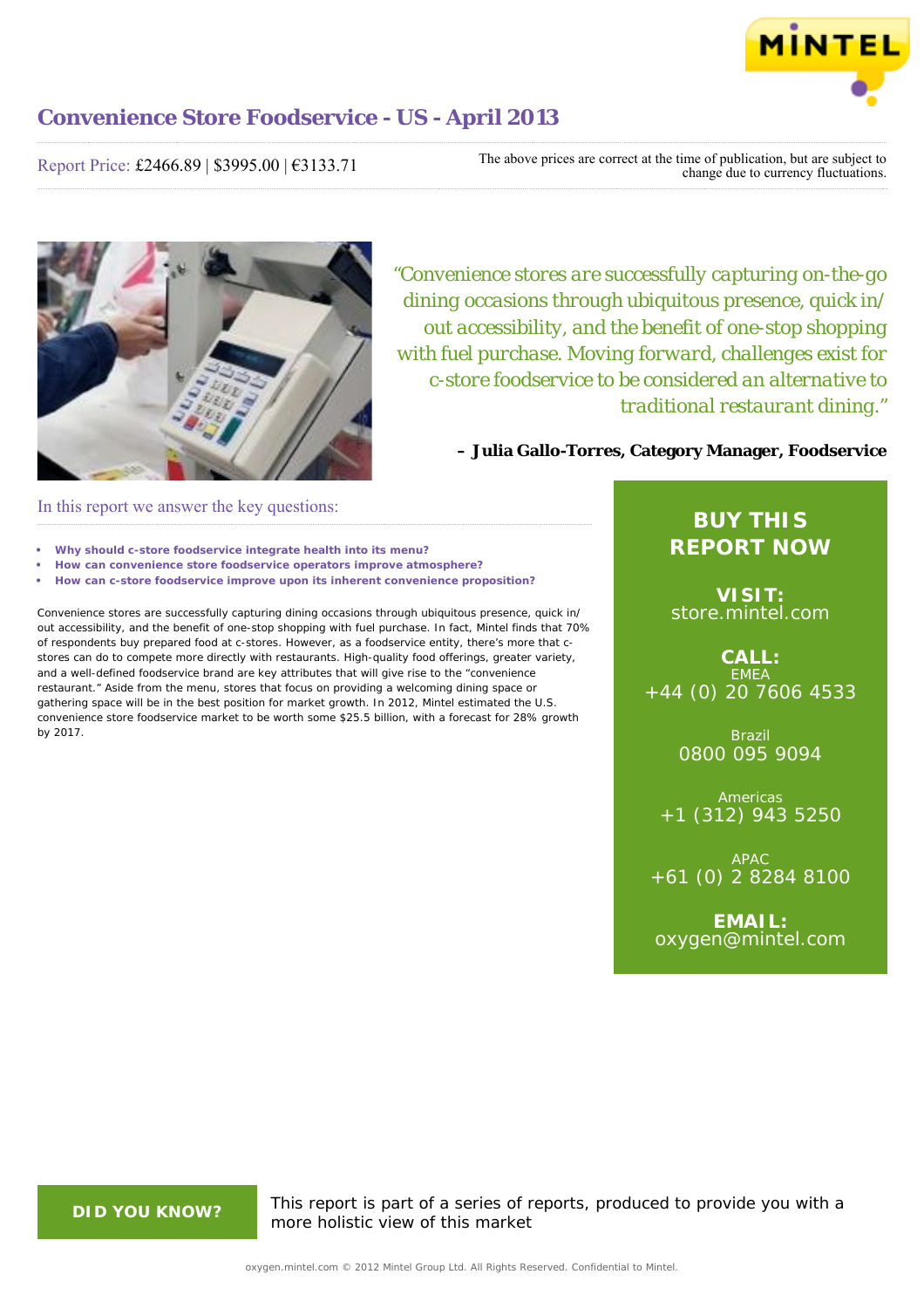# Convenience Store Foodservice - US - April 2013

Report Price: £2466.89 | $3995.00 | €3133.71

The above prices are correct at the time of publication, but are subject to change due to currency fluctuations.

*"Convenience stores are successfully capturing on-the-go dining occasions through ubiquitous presence, quick in/out accessibility, and the benefit of one-stop shopping with fuel purchase. Moving forward, challenges exist for c-store foodservice to be considered an alternative to traditional restaurant dining."*

**– Julia Gallo-Torres, Category Manager, Foodservice**

## In this report we answer the key questions:

- **Why should c-store foodservice integrate health into its menu?**
- **How can convenience store foodservice operators improve atmosphere?**
- **How can c-store foodservice improve upon its inherent convenience proposition?**

Convenience stores are successfully capturing dining occasions through ubiquitous presence, quick in/out accessibility, and the benefit of one-stop shopping with fuel purchase. In fact, Mintel finds that 70% of respondents buy prepared food at c-stores. However, as a foodservice entity, there's more that c-stores can do to compete more directly with restaurants. High-quality food offerings, greater variety, and a well-defined foodservice brand are key attributes that will give rise to the "convenience restaurant." Aside from the menu, stores that focus on providing a welcoming dining space or gathering space will be in the best position for market growth. In 2012, Mintel estimated the U.S. convenience store foodservice market to be worth some $25.5 billion, with a forecast for 28% growth by 2017.

**BUY THIS REPORT NOW**

**VISIT:**
store.mintel.com

**CALL:**

EMEA
+44 (0) 20 7606 4533

Brazil
0800 095 9094

Americas
+1 (312) 943 5250

APAC
+61 (0) 2 8284 8100

**EMAIL:**
oxygen@mintel.com

**DID YOU KNOW?**

This report is part of a series of reports, produced to provide you with a more holistic view of this market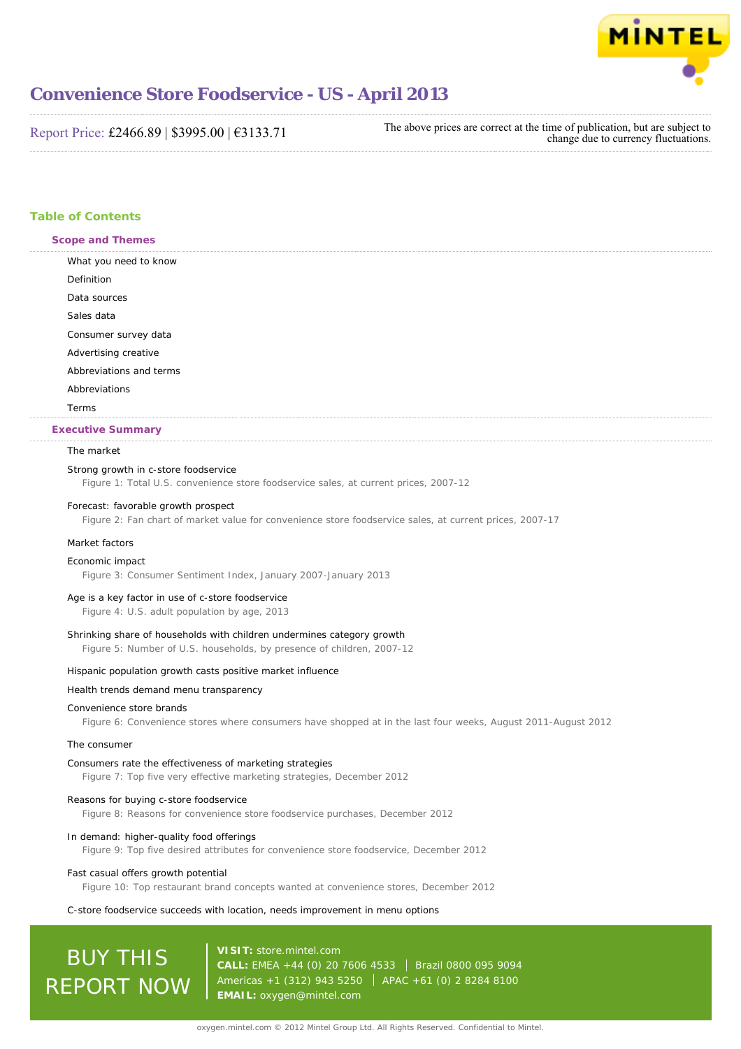# Convenience Store Foodservice - US - April 2013

Report Price: £2466.89 | $3995.00 | €3133.71

The above prices are correct at the time of publication, but are subject to change due to currency fluctuations.

## Table of Contents

### Scope and Themes

What you need to know

Definition

Data sources

Sales data

Consumer survey data

Advertising creative

Abbreviations and terms

Abbreviations

Terms

### Executive Summary

The market

Strong growth in c-store foodservice

Figure 1: Total U.S. convenience store foodservice sales, at current prices, 2007-12

Forecast: favorable growth prospect

Figure 2: Fan chart of market value for convenience store foodservice sales, at current prices, 2007-17

Market factors

Economic impact

Figure 3: Consumer Sentiment Index, January 2007-January 2013

Age is a key factor in use of c-store foodservice

Figure 4: U.S. adult population by age, 2013

Shrinking share of households with children undermines category growth

Figure 5: Number of U.S. households, by presence of children, 2007-12

Hispanic population growth casts positive market influence

Health trends demand menu transparency

Convenience store brands

Figure 6: Convenience stores where consumers have shopped at in the last four weeks, August 2011-August 2012

The consumer

Consumers rate the effectiveness of marketing strategies

Figure 7: Top five very effective marketing strategies, December 2012

Reasons for buying c-store foodservice

Figure 8: Reasons for convenience store foodservice purchases, December 2012

In demand: higher-quality food offerings

Figure 9: Top five desired attributes for convenience store foodservice, December 2012

Fast casual offers growth potential

Figure 10: Top restaurant brand concepts wanted at convenience stores, December 2012

C-store foodservice succeeds with location, needs improvement in menu options

BUY THIS REPORT NOW

**VISIT:** store.mintel.com
**CALL:** EMEA +44 (0) 20 7606 4533 | Brazil 0800 095 9094
Americas +1 (312) 943 5250 | APAC +61 (0) 2 8284 8100
**EMAIL:** oxygen@mintel.com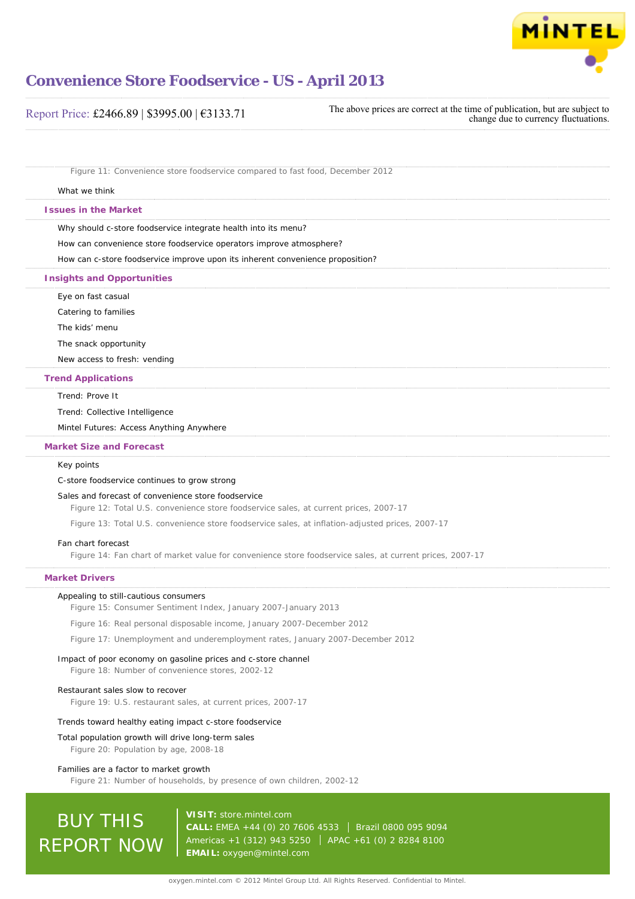Figure 11: Convenience store foodservice compared to fast food, December 2012

What we think

## Issues in the Market

Why should c-store foodservice integrate health into its menu?

How can convenience store foodservice operators improve atmosphere?

How can c-store foodservice improve upon its inherent convenience proposition?

## Insights and Opportunities

Eye on fast casual

Catering to families

The kids' menu

The snack opportunity

New access to fresh: vending

## Trend Applications

Trend: Prove It

Trend: Collective Intelligence

Mintel Futures: Access Anything Anywhere

## Market Size and Forecast

Key points

C-store foodservice continues to grow strong

Sales and forecast of convenience store foodservice

Figure 12: Total U.S. convenience store foodservice sales, at current prices, 2007-17

Figure 13: Total U.S. convenience store foodservice sales, at inflation-adjusted prices, 2007-17

Fan chart forecast

Figure 14: Fan chart of market value for convenience store foodservice sales, at current prices, 2007-17

## Market Drivers

Appealing to still-cautious consumers

Figure 15: Consumer Sentiment Index, January 2007-January 2013

Figure 16: Real personal disposable income, January 2007-December 2012

Figure 17: Unemployment and underemployment rates, January 2007-December 2012

Impact of poor economy on gasoline prices and c-store channel

Figure 18: Number of convenience stores, 2002-12

Restaurant sales slow to recover

Figure 19: U.S. restaurant sales, at current prices, 2007-17

Trends toward healthy eating impact c-store foodservice

Total population growth will drive long-term sales

Figure 20: Population by age, 2008-18

Families are a factor to market growth

Figure 21: Number of households, by presence of own children, 2002-12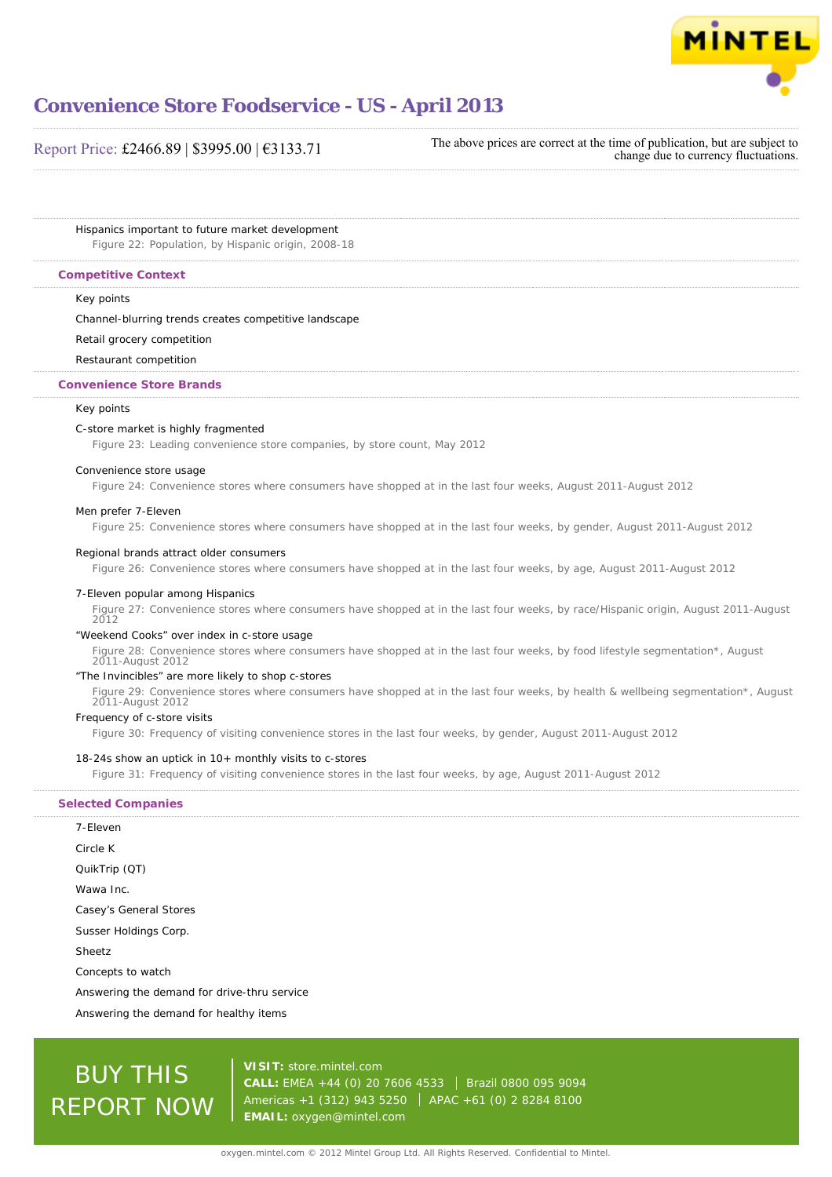Hispanics important to future market development

Figure 22: Population, by Hispanic origin, 2008-18

## Competitive Context

Key points

Channel-blurring trends creates competitive landscape

Retail grocery competition

Restaurant competition

## Convenience Store Brands

Key points

C-store market is highly fragmented

Figure 23: Leading convenience store companies, by store count, May 2012

Convenience store usage

Figure 24: Convenience stores where consumers have shopped at in the last four weeks, August 2011-August 2012

Men prefer 7-Eleven

Figure 25: Convenience stores where consumers have shopped at in the last four weeks, by gender, August 2011-August 2012

Regional brands attract older consumers

Figure 26: Convenience stores where consumers have shopped at in the last four weeks, by age, August 2011-August 2012

7-Eleven popular among Hispanics

Figure 27: Convenience stores where consumers have shopped at in the last four weeks, by race/Hispanic origin, August 2011-August 2012

“Weekend Cooks” over index in c-store usage

Figure 28: Convenience stores where consumers have shopped at in the last four weeks, by food lifestyle segmentation*, August 2011-August 2012

“The Invincibles” are more likely to shop c-stores

Figure 29: Convenience stores where consumers have shopped at in the last four weeks, by health & wellbeing segmentation*, August 2011-August 2012

Frequency of c-store visits

Figure 30: Frequency of visiting convenience stores in the last four weeks, by gender, August 2011-August 2012

18-24s show an uptick in 10+ monthly visits to c-stores

Figure 31: Frequency of visiting convenience stores in the last four weeks, by age, August 2011-August 2012

## Selected Companies

7-Eleven

Circle K

QuikTrip (QT)

Wawa Inc.

Casey’s General Stores

Susser Holdings Corp.

Sheetz

Concepts to watch

Answering the demand for drive-thru service

Answering the demand for healthy items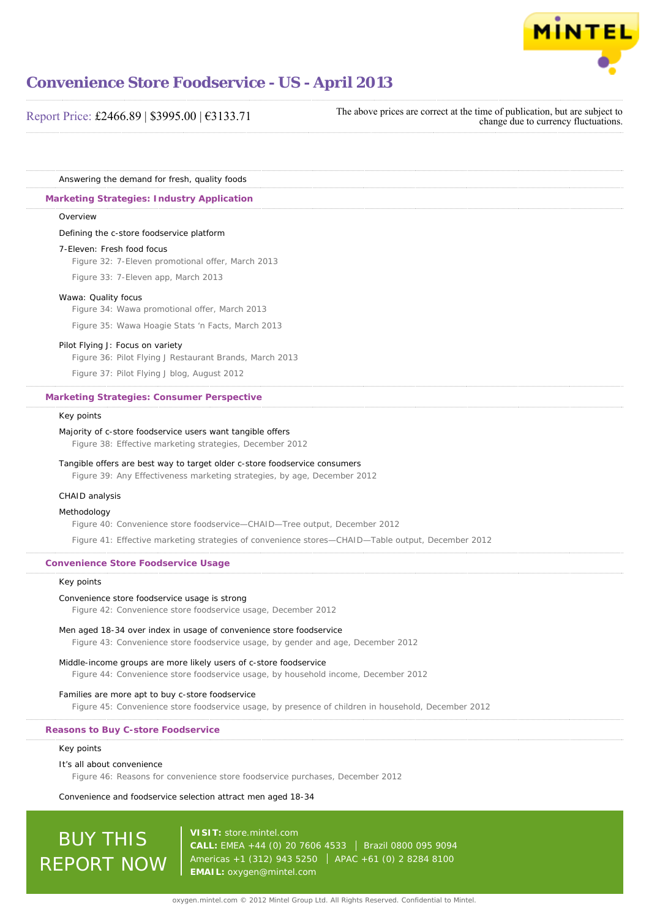Answering the demand for fresh, quality foods

## Marketing Strategies: Industry Application

Overview

Defining the c-store foodservice platform

7-Eleven: Fresh food focus

Figure 32: 7-Eleven promotional offer, March 2013

Figure 33: 7-Eleven app, March 2013

Wawa: Quality focus

Figure 34: Wawa promotional offer, March 2013

Figure 35: Wawa Hoagie Stats 'n Facts, March 2013

Pilot Flying J: Focus on variety

Figure 36: Pilot Flying J Restaurant Brands, March 2013

Figure 37: Pilot Flying J blog, August 2012

## Marketing Strategies: Consumer Perspective

Key points

Majority of c-store foodservice users want tangible offers

Figure 38: Effective marketing strategies, December 2012

Tangible offers are best way to target older c-store foodservice consumers

Figure 39: Any Effectiveness marketing strategies, by age, December 2012

CHAID analysis

Methodology

Figure 40: Convenience store foodservice—CHAID—Tree output, December 2012

Figure 41: Effective marketing strategies of convenience stores—CHAID—Table output, December 2012

## Convenience Store Foodservice Usage

Key points

Convenience store foodservice usage is strong

Figure 42: Convenience store foodservice usage, December 2012

Men aged 18-34 over index in usage of convenience store foodservice

Figure 43: Convenience store foodservice usage, by gender and age, December 2012

Middle-income groups are more likely users of c-store foodservice

Figure 44: Convenience store foodservice usage, by household income, December 2012

Families are more apt to buy c-store foodservice

Figure 45: Convenience store foodservice usage, by presence of children in household, December 2012

## Reasons to Buy C-store Foodservice

Key points

It's all about convenience

Figure 46: Reasons for convenience store foodservice purchases, December 2012

Convenience and foodservice selection attract men aged 18-34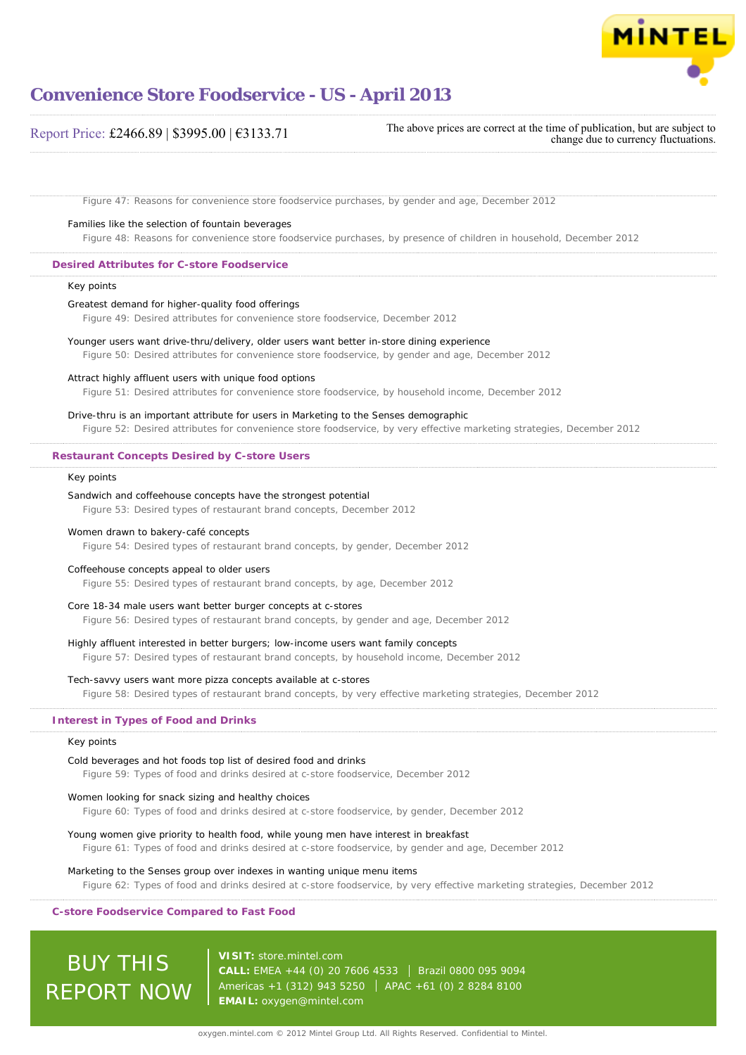Figure 47: Reasons for convenience store foodservice purchases, by gender and age, December 2012

Families like the selection of fountain beverages

Figure 48: Reasons for convenience store foodservice purchases, by presence of children in household, December 2012

## Desired Attributes for C-store Foodservice

Key points

Greatest demand for higher-quality food offerings

Figure 49: Desired attributes for convenience store foodservice, December 2012

Younger users want drive-thru/delivery, older users want better in-store dining experience

Figure 50: Desired attributes for convenience store foodservice, by gender and age, December 2012

Attract highly affluent users with unique food options

Figure 51: Desired attributes for convenience store foodservice, by household income, December 2012

Drive-thru is an important attribute for users in Marketing to the Senses demographic

Figure 52: Desired attributes for convenience store foodservice, by very effective marketing strategies, December 2012

## Restaurant Concepts Desired by C-store Users

Key points

Sandwich and coffeehouse concepts have the strongest potential

Figure 53: Desired types of restaurant brand concepts, December 2012

Women drawn to bakery-café concepts

Figure 54: Desired types of restaurant brand concepts, by gender, December 2012

Coffeehouse concepts appeal to older users

Figure 55: Desired types of restaurant brand concepts, by age, December 2012

Core 18-34 male users want better burger concepts at c-stores

Figure 56: Desired types of restaurant brand concepts, by gender and age, December 2012

Highly affluent interested in better burgers; low-income users want family concepts

Figure 57: Desired types of restaurant brand concepts, by household income, December 2012

Tech-savvy users want more pizza concepts available at c-stores

Figure 58: Desired types of restaurant brand concepts, by very effective marketing strategies, December 2012

## Interest in Types of Food and Drinks

Key points

Cold beverages and hot foods top list of desired food and drinks

Figure 59: Types of food and drinks desired at c-store foodservice, December 2012

Women looking for snack sizing and healthy choices

Figure 60: Types of food and drinks desired at c-store foodservice, by gender, December 2012

Young women give priority to health food, while young men have interest in breakfast

Figure 61: Types of food and drinks desired at c-store foodservice, by gender and age, December 2012

Marketing to the Senses group over indexes in wanting unique menu items

Figure 62: Types of food and drinks desired at c-store foodservice, by very effective marketing strategies, December 2012

## C-store Foodservice Compared to Fast Food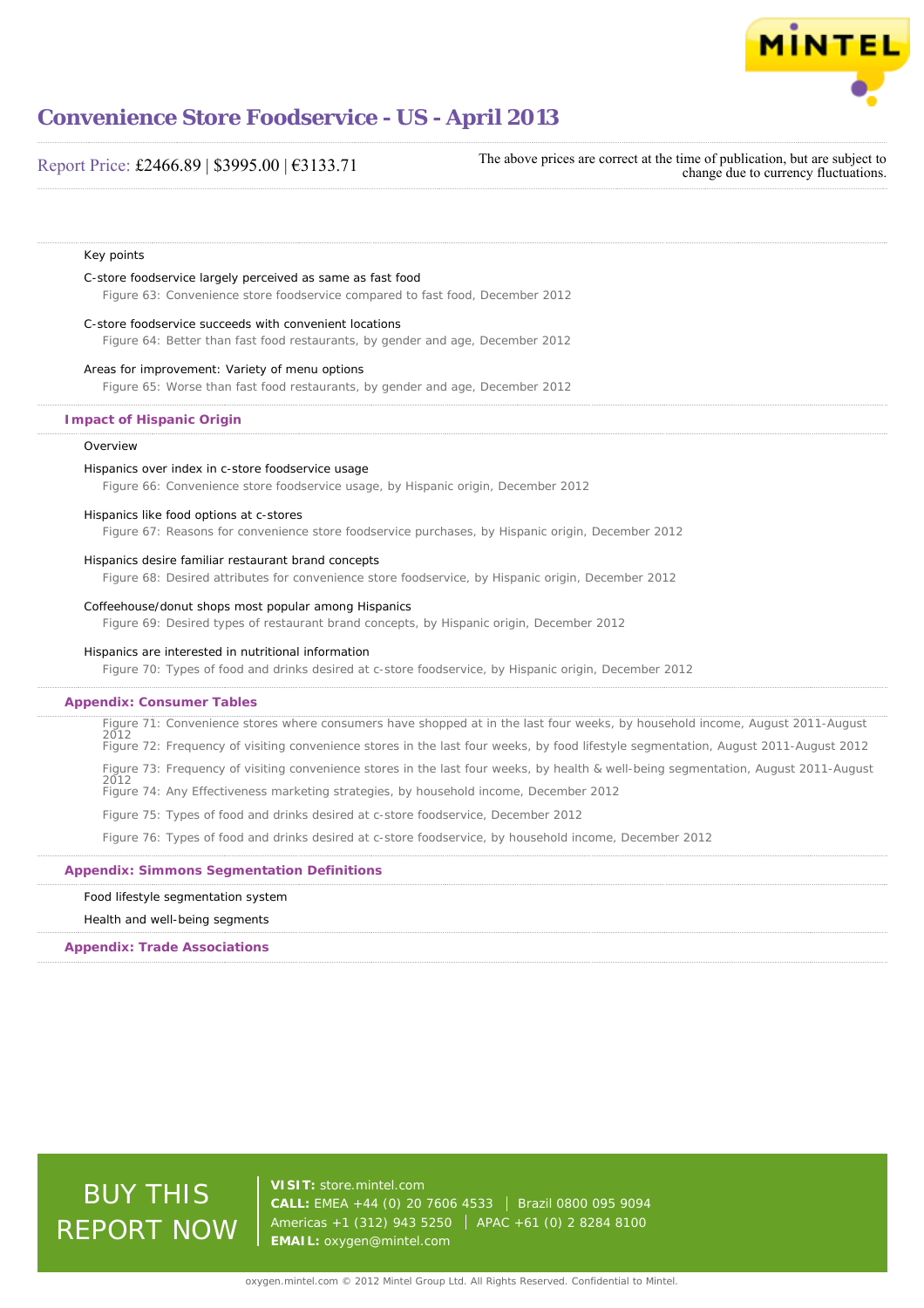Key points

C-store foodservice largely perceived as same as fast food

Figure 63: Convenience store foodservice compared to fast food, December 2012

C-store foodservice succeeds with convenient locations

Figure 64: Better than fast food restaurants, by gender and age, December 2012

Areas for improvement: Variety of menu options

Figure 65: Worse than fast food restaurants, by gender and age, December 2012

## Impact of Hispanic Origin

Overview

Hispanics over index in c-store foodservice usage

Figure 66: Convenience store foodservice usage, by Hispanic origin, December 2012

Hispanics like food options at c-stores

Figure 67: Reasons for convenience store foodservice purchases, by Hispanic origin, December 2012

Hispanics desire familiar restaurant brand concepts

Figure 68: Desired attributes for convenience store foodservice, by Hispanic origin, December 2012

Coffeehouse/donut shops most popular among Hispanics

Figure 69: Desired types of restaurant brand concepts, by Hispanic origin, December 2012

Hispanics are interested in nutritional information

Figure 70: Types of food and drinks desired at c-store foodservice, by Hispanic origin, December 2012

## Appendix: Consumer Tables

Figure 71: Convenience stores where consumers have shopped at in the last four weeks, by household income, August 2011-August 2012

Figure 72: Frequency of visiting convenience stores in the last four weeks, by food lifestyle segmentation, August 2011-August 2012

Figure 73: Frequency of visiting convenience stores in the last four weeks, by health & well-being segmentation, August 2011-August 2012

Figure 74: Any Effectiveness marketing strategies, by household income, December 2012

Figure 75: Types of food and drinks desired at c-store foodservice, December 2012

Figure 76: Types of food and drinks desired at c-store foodservice, by household income, December 2012

## Appendix: Simmons Segmentation Definitions

Food lifestyle segmentation system

Health and well-being segments

## Appendix: Trade Associations